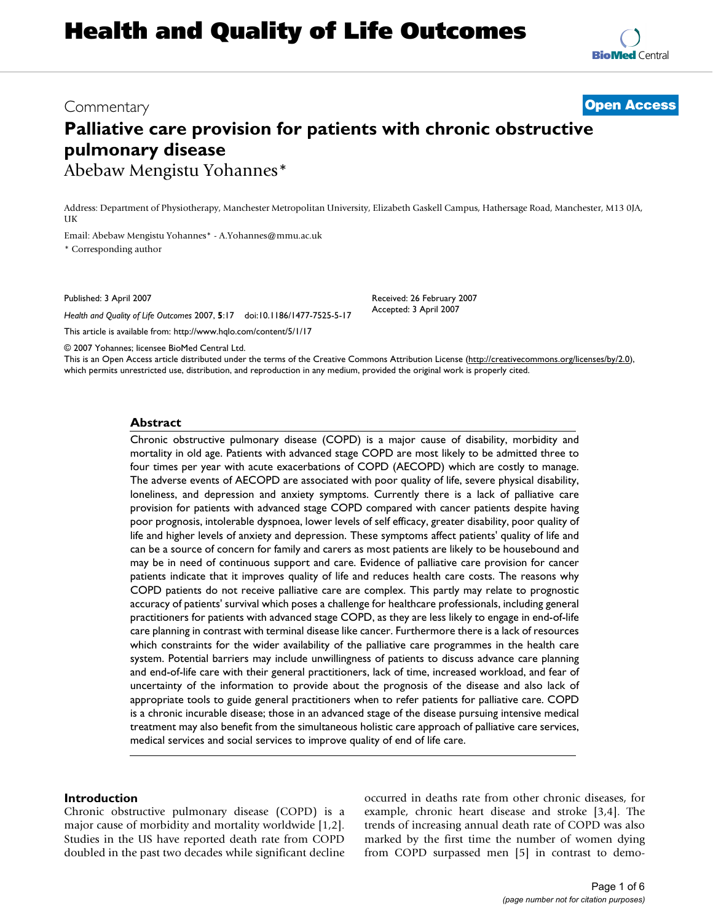# Health and Quality of Life Outcomes

Commentary

**Open Access**

# Palliative care provision for patients with chronic obstructive pulmonary disease

Abebaw Mengistu Yohannes*

Address: Department of Physiotherapy, Manchester Metropolitan University, Elizabeth Gaskell Campus, Hathersage Road, Manchester, M13 0JA, UK

Email: Abebaw Mengistu Yohannes* - A.Yohannes@mmu.ac.uk

* Corresponding author

Published: 3 April 2007

*Health and Quality of Life Outcomes* 2007, **5**:17 doi:10.1186/1477-7525-5-17

This article is available from: http://www.hqlo.com/content/5/1/17

Received: 26 February 2007
Accepted: 3 April 2007

© 2007 Yohannes; licensee BioMed Central Ltd.
This is an Open Access article distributed under the terms of the Creative Commons Attribution License (http://creativecommons.org/licenses/by/2.0), which permits unrestricted use, distribution, and reproduction in any medium, provided the original work is properly cited.

## Abstract

Chronic obstructive pulmonary disease (COPD) is a major cause of disability, morbidity and mortality in old age. Patients with advanced stage COPD are most likely to be admitted three to four times per year with acute exacerbations of COPD (AECOPD) which are costly to manage. The adverse events of AECOPD are associated with poor quality of life, severe physical disability, loneliness, and depression and anxiety symptoms. Currently there is a lack of palliative care provision for patients with advanced stage COPD compared with cancer patients despite having poor prognosis, intolerable dyspnoea, lower levels of self efficacy, greater disability, poor quality of life and higher levels of anxiety and depression. These symptoms affect patients' quality of life and can be a source of concern for family and carers as most patients are likely to be housebound and may be in need of continuous support and care. Evidence of palliative care provision for cancer patients indicate that it improves quality of life and reduces health care costs. The reasons why COPD patients do not receive palliative care are complex. This partly may relate to prognostic accuracy of patients' survival which poses a challenge for healthcare professionals, including general practitioners for patients with advanced stage COPD, as they are less likely to engage in end-of-life care planning in contrast with terminal disease like cancer. Furthermore there is a lack of resources which constraints for the wider availability of the palliative care programmes in the health care system. Potential barriers may include unwillingness of patients to discuss advance care planning and end-of-life care with their general practitioners, lack of time, increased workload, and fear of uncertainty of the information to provide about the prognosis of the disease and also lack of appropriate tools to guide general practitioners when to refer patients for palliative care. COPD is a chronic incurable disease; those in an advanced stage of the disease pursuing intensive medical treatment may also benefit from the simultaneous holistic care approach of palliative care services, medical services and social services to improve quality of end of life care.

## Introduction

Chronic obstructive pulmonary disease (COPD) is a major cause of morbidity and mortality worldwide [1,2]. Studies in the US have reported death rate from COPD doubled in the past two decades while significant decline occurred in deaths rate from other chronic diseases, for example, chronic heart disease and stroke [3,4]. The trends of increasing annual death rate of COPD was also marked by the first time the number of women dying from COPD surpassed men [5] in contrast to demo-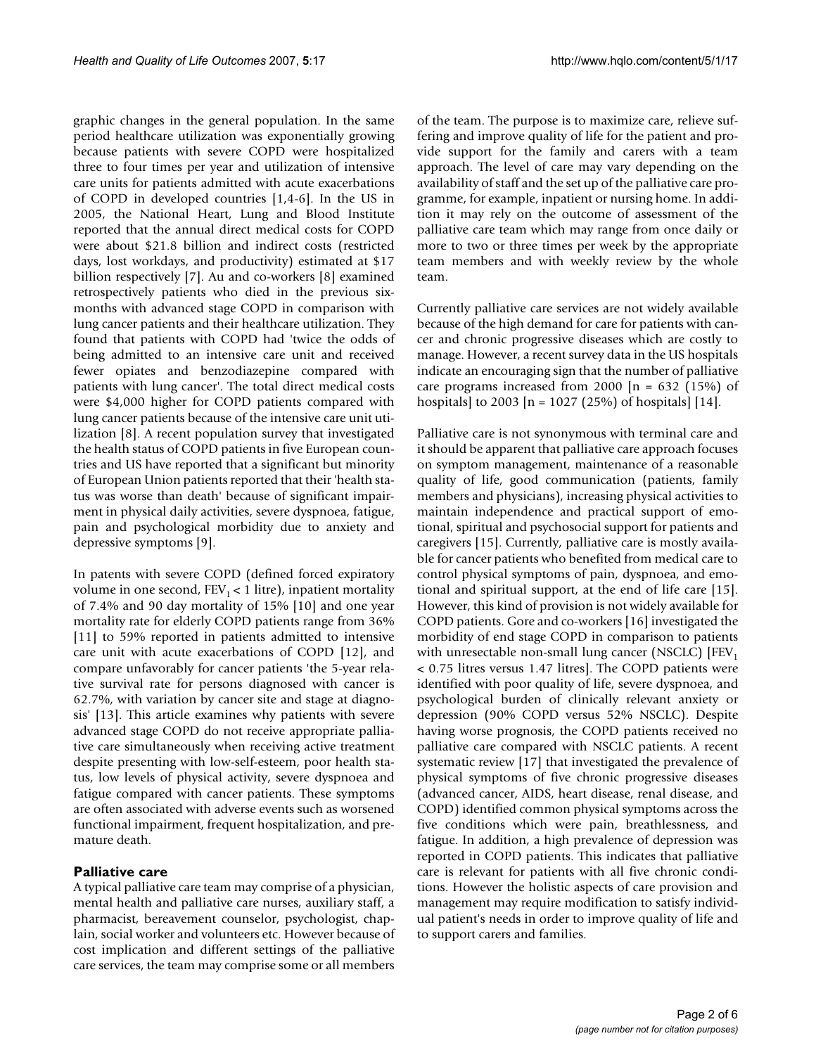graphic changes in the general population. In the same period healthcare utilization was exponentially growing because patients with severe COPD were hospitalized three to four times per year and utilization of intensive care units for patients admitted with acute exacerbations of COPD in developed countries [1,4-6]. In the US in 2005, the National Heart, Lung and Blood Institute reported that the annual direct medical costs for COPD were about $21.8 billion and indirect costs (restricted days, lost workdays, and productivity) estimated at $17 billion respectively [7]. Au and co-workers [8] examined retrospectively patients who died in the previous six-months with advanced stage COPD in comparison with lung cancer patients and their healthcare utilization. They found that patients with COPD had 'twice the odds of being admitted to an intensive care unit and received fewer opiates and benzodiazepine compared with patients with lung cancer'. The total direct medical costs were $4,000 higher for COPD patients compared with lung cancer patients because of the intensive care unit utilization [8]. A recent population survey that investigated the health status of COPD patients in five European countries and US have reported that a significant but minority of European Union patients reported that their 'health status was worse than death' because of significant impairment in physical daily activities, severe dyspnoea, fatigue, pain and psychological morbidity due to anxiety and depressive symptoms [9].

In patents with severe COPD (defined forced expiratory volume in one second, $FEV_1 < 1$ litre), inpatient mortality of 7.4% and 90 day mortality of 15% [10] and one year mortality rate for elderly COPD patients range from 36% [11] to 59% reported in patients admitted to intensive care unit with acute exacerbations of COPD [12], and compare unfavorably for cancer patients 'the 5-year relative survival rate for persons diagnosed with cancer is 62.7%, with variation by cancer site and stage at diagnosis' [13]. This article examines why patients with severe advanced stage COPD do not receive appropriate palliative care simultaneously when receiving active treatment despite presenting with low-self-esteem, poor health status, low levels of physical activity, severe dyspnoea and fatigue compared with cancer patients. These symptoms are often associated with adverse events such as worsened functional impairment, frequent hospitalization, and premature death.

## Palliative care

A typical palliative care team may comprise of a physician, mental health and palliative care nurses, auxiliary staff, a pharmacist, bereavement counselor, psychologist, chaplain, social worker and volunteers etc. However because of cost implication and different settings of the palliative care services, the team may comprise some or all members of the team. The purpose is to maximize care, relieve suffering and improve quality of life for the patient and provide support for the family and carers with a team approach. The level of care may vary depending on the availability of staff and the set up of the palliative care programme, for example, inpatient or nursing home. In addition it may rely on the outcome of assessment of the palliative care team which may range from once daily or more to two or three times per week by the appropriate team members and with weekly review by the whole team.

Currently palliative care services are not widely available because of the high demand for care for patients with cancer and chronic progressive diseases which are costly to manage. However, a recent survey data in the US hospitals indicate an encouraging sign that the number of palliative care programs increased from 2000 [n = 632 (15%) of hospitals] to 2003 [n = 1027 (25%) of hospitals] [14].

Palliative care is not synonymous with terminal care and it should be apparent that palliative care approach focuses on symptom management, maintenance of a reasonable quality of life, good communication (patients, family members and physicians), increasing physical activities to maintain independence and practical support of emotional, spiritual and psychosocial support for patients and caregivers [15]. Currently, palliative care is mostly available for cancer patients who benefited from medical care to control physical symptoms of pain, dyspnoea, and emotional and spiritual support, at the end of life care [15]. However, this kind of provision is not widely available for COPD patients. Gore and co-workers [16] investigated the morbidity of end stage COPD in comparison to patients with unresectable non-small lung cancer (NSCLC) [$FEV_1 < 0.75$ litres versus 1.47 litres]. The COPD patients were identified with poor quality of life, severe dyspnoea, and psychological burden of clinically relevant anxiety or depression (90% COPD versus 52% NSCLC). Despite having worse prognosis, the COPD patients received no palliative care compared with NSCLC patients. A recent systematic review [17] that investigated the prevalence of physical symptoms of five chronic progressive diseases (advanced cancer, AIDS, heart disease, renal disease, and COPD) identified common physical symptoms across the five conditions which were pain, breathlessness, and fatigue. In addition, a high prevalence of depression was reported in COPD patients. This indicates that palliative care is relevant for patients with all five chronic conditions. However the holistic aspects of care provision and management may require modification to satisfy individual patient's needs in order to improve quality of life and to support carers and families.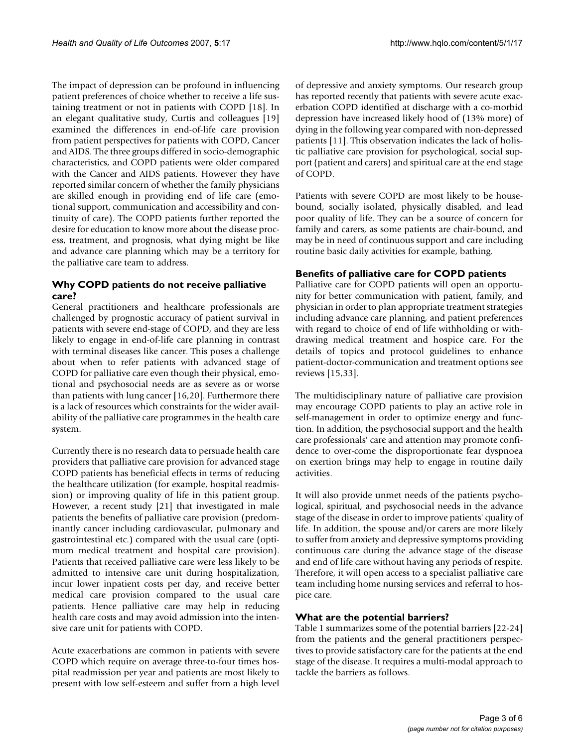The impact of depression can be profound in influencing patient preferences of choice whether to receive a life sustaining treatment or not in patients with COPD [18]. In an elegant qualitative study, Curtis and colleagues [19] examined the differences in end-of-life care provision from patient perspectives for patients with COPD, Cancer and AIDS. The three groups differed in socio-demographic characteristics, and COPD patients were older compared with the Cancer and AIDS patients. However they have reported similar concern of whether the family physicians are skilled enough in providing end of life care (emotional support, communication and accessibility and continuity of care). The COPD patients further reported the desire for education to know more about the disease process, treatment, and prognosis, what dying might be like and advance care planning which may be a territory for the palliative care team to address.

### Why COPD patients do not receive palliative care?

General practitioners and healthcare professionals are challenged by prognostic accuracy of patient survival in patients with severe end-stage of COPD, and they are less likely to engage in end-of-life care planning in contrast with terminal diseases like cancer. This poses a challenge about when to refer patients with advanced stage of COPD for palliative care even though their physical, emotional and psychosocial needs are as severe as or worse than patients with lung cancer [16,20]. Furthermore there is a lack of resources which constraints for the wider availability of the palliative care programmes in the health care system.

Currently there is no research data to persuade health care providers that palliative care provision for advanced stage COPD patients has beneficial effects in terms of reducing the healthcare utilization (for example, hospital readmission) or improving quality of life in this patient group. However, a recent study [21] that investigated in male patients the benefits of palliative care provision (predominantly cancer including cardiovascular, pulmonary and gastrointestinal etc.) compared with the usual care (optimum medical treatment and hospital care provision). Patients that received palliative care were less likely to be admitted to intensive care unit during hospitalization, incur lower inpatient costs per day, and receive better medical care provision compared to the usual care patients. Hence palliative care may help in reducing health care costs and may avoid admission into the intensive care unit for patients with COPD.

Acute exacerbations are common in patients with severe COPD which require on average three-to-four times hospital readmission per year and patients are most likely to present with low self-esteem and suffer from a high level of depressive and anxiety symptoms. Our research group has reported recently that patients with severe acute exacerbation COPD identified at discharge with a co-morbid depression have increased likely hood of (13% more) of dying in the following year compared with non-depressed patients [11]. This observation indicates the lack of holistic palliative care provision for psychological, social support (patient and carers) and spiritual care at the end stage of COPD.

Patients with severe COPD are most likely to be housebound, socially isolated, physically disabled, and lead poor quality of life. They can be a source of concern for family and carers, as some patients are chair-bound, and may be in need of continuous support and care including routine basic daily activities for example, bathing.

### Benefits of palliative care for COPD patients

Palliative care for COPD patients will open an opportunity for better communication with patient, family, and physician in order to plan appropriate treatment strategies including advance care planning, and patient preferences with regard to choice of end of life withholding or withdrawing medical treatment and hospice care. For the details of topics and protocol guidelines to enhance patient-doctor-communication and treatment options see reviews [15,33].

The multidisciplinary nature of palliative care provision may encourage COPD patients to play an active role in self-management in order to optimize energy and function. In addition, the psychosocial support and the health care professionals' care and attention may promote confidence to over-come the disproportionate fear dyspnoea on exertion brings may help to engage in routine daily activities.

It will also provide unmet needs of the patients psychological, spiritual, and psychosocial needs in the advance stage of the disease in order to improve patients' quality of life. In addition, the spouse and/or carers are more likely to suffer from anxiety and depressive symptoms providing continuous care during the advance stage of the disease and end of life care without having any periods of respite. Therefore, it will open access to a specialist palliative care team including home nursing services and referral to hospice care.

### What are the potential barriers?

Table 1 summarizes some of the potential barriers [22-24] from the patients and the general practitioners perspectives to provide satisfactory care for the patients at the end stage of the disease. It requires a multi-modal approach to tackle the barriers as follows.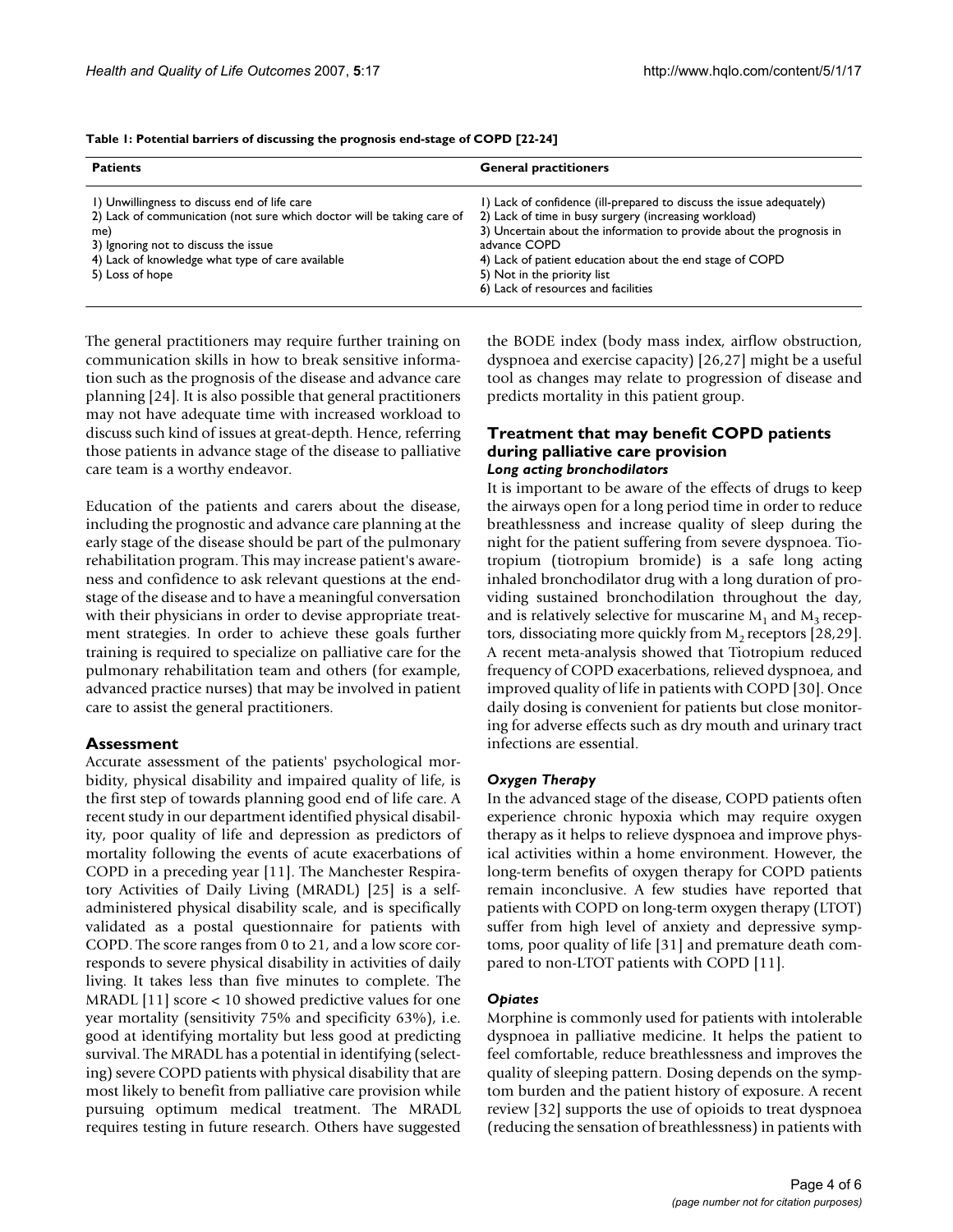**Table 1: Potential barriers of discussing the prognosis end-stage of COPD [22-24]**

| Patients | General practitioners |
| --- | --- |
| 1) Unwillingness to discuss end of life care<br>2) Lack of communication (not sure which doctor will be taking care of me)<br>3) Ignoring not to discuss the issue<br>4) Lack of knowledge what type of care available<br>5) Loss of hope | 1) Lack of confidence (ill-prepared to discuss the issue adequately)<br>2) Lack of time in busy surgery (increasing workload)<br>3) Uncertain about the information to provide about the prognosis in advance COPD<br>4) Lack of patient education about the end stage of COPD<br>5) Not in the priority list<br>6) Lack of resources and facilities |

The general practitioners may require further training on communication skills in how to break sensitive information such as the prognosis of the disease and advance care planning [24]. It is also possible that general practitioners may not have adequate time with increased workload to discuss such kind of issues at great-depth. Hence, referring those patients in advance stage of the disease to palliative care team is a worthy endeavor.

Education of the patients and carers about the disease, including the prognostic and advance care planning at the early stage of the disease should be part of the pulmonary rehabilitation program. This may increase patient's awareness and confidence to ask relevant questions at the end-stage of the disease and to have a meaningful conversation with their physicians in order to devise appropriate treatment strategies. In order to achieve these goals further training is required to specialize on palliative care for the pulmonary rehabilitation team and others (for example, advanced practice nurses) that may be involved in patient care to assist the general practitioners.

## Assessment

Accurate assessment of the patients' psychological morbidity, physical disability and impaired quality of life, is the first step of towards planning good end of life care. A recent study in our department identified physical disability, poor quality of life and depression as predictors of mortality following the events of acute exacerbations of COPD in a preceding year [11]. The Manchester Respiratory Activities of Daily Living (MRADL) [25] is a self-administered physical disability scale, and is specifically validated as a postal questionnaire for patients with COPD. The score ranges from 0 to 21, and a low score corresponds to severe physical disability in activities of daily living. It takes less than five minutes to complete. The MRADL [11] score < 10 showed predictive values for one year mortality (sensitivity 75% and specificity 63%), i.e. good at identifying mortality but less good at predicting survival. The MRADL has a potential in identifying (selecting) severe COPD patients with physical disability that are most likely to benefit from palliative care provision while pursuing optimum medical treatment. The MRADL requires testing in future research. Others have suggested the BODE index (body mass index, airflow obstruction, dyspnoea and exercise capacity) [26,27] might be a useful tool as changes may relate to progression of disease and predicts mortality in this patient group.

## Treatment that may benefit COPD patients during palliative care provision

### *Long acting bronchodilators*

It is important to be aware of the effects of drugs to keep the airways open for a long period time in order to reduce breathlessness and increase quality of sleep during the night for the patient suffering from severe dyspnoea. Tiotropium (tiotropium bromide) is a safe long acting inhaled bronchodilator drug with a long duration of providing sustained bronchodilation throughout the day, and is relatively selective for muscarine $M_1$ and $M_3$ receptors, dissociating more quickly from $M_2$ receptors [28,29]. A recent meta-analysis showed that Tiotropium reduced frequency of COPD exacerbations, relieved dyspnoea, and improved quality of life in patients with COPD [30]. Once daily dosing is convenient for patients but close monitoring for adverse effects such as dry mouth and urinary tract infections are essential.

### *Oxygen Therapy*

In the advanced stage of the disease, COPD patients often experience chronic hypoxia which may require oxygen therapy as it helps to relieve dyspnoea and improve physical activities within a home environment. However, the long-term benefits of oxygen therapy for COPD patients remain inconclusive. A few studies have reported that patients with COPD on long-term oxygen therapy (LTOT) suffer from high level of anxiety and depressive symptoms, poor quality of life [31] and premature death compared to non-LTOT patients with COPD [11].

### *Opiates*

Morphine is commonly used for patients with intolerable dyspnoea in palliative medicine. It helps the patient to feel comfortable, reduce breathlessness and improves the quality of sleeping pattern. Dosing depends on the symptom burden and the patient history of exposure. A recent review [32] supports the use of opioids to treat dyspnoea (reducing the sensation of breathlessness) in patients with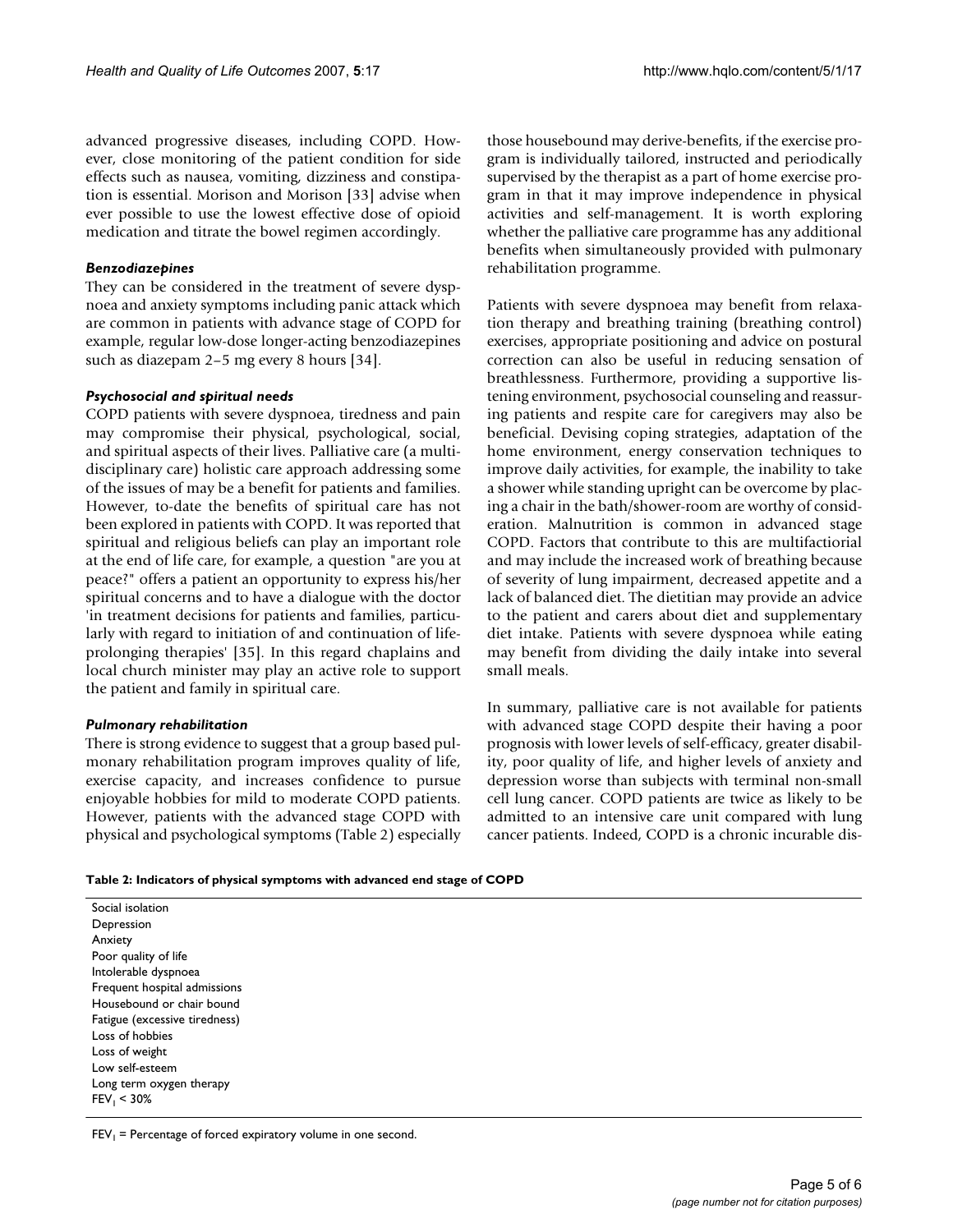advanced progressive diseases, including COPD. However, close monitoring of the patient condition for side effects such as nausea, vomiting, dizziness and constipation is essential. Morison and Morison [33] advise when ever possible to use the lowest effective dose of opioid medication and titrate the bowel regimen accordingly.

### *Benzodiazepines*

They can be considered in the treatment of severe dyspnoea and anxiety symptoms including panic attack which are common in patients with advance stage of COPD for example, regular low-dose longer-acting benzodiazepines such as diazepam 2–5 mg every 8 hours [34].

### *Psychosocial and spiritual needs*

COPD patients with severe dyspnoea, tiredness and pain may compromise their physical, psychological, social, and spiritual aspects of their lives. Palliative care (a multidisciplinary care) holistic care approach addressing some of the issues of may be a benefit for patients and families. However, to-date the benefits of spiritual care has not been explored in patients with COPD. It was reported that spiritual and religious beliefs can play an important role at the end of life care, for example, a question "are you at peace?" offers a patient an opportunity to express his/her spiritual concerns and to have a dialogue with the doctor 'in treatment decisions for patients and families, particularly with regard to initiation of and continuation of life-prolonging therapies' [35]. In this regard chaplains and local church minister may play an active role to support the patient and family in spiritual care.

### *Pulmonary rehabilitation*

There is strong evidence to suggest that a group based pulmonary rehabilitation program improves quality of life, exercise capacity, and increases confidence to pursue enjoyable hobbies for mild to moderate COPD patients. However, patients with the advanced stage COPD with physical and psychological symptoms (Table 2) especially those housebound may derive-benefits, if the exercise program is individually tailored, instructed and periodically supervised by the therapist as a part of home exercise program in that it may improve independence in physical activities and self-management. It is worth exploring whether the palliative care programme has any additional benefits when simultaneously provided with pulmonary rehabilitation programme.

Patients with severe dyspnoea may benefit from relaxation therapy and breathing training (breathing control) exercises, appropriate positioning and advice on postural correction can also be useful in reducing sensation of breathlessness. Furthermore, providing a supportive listening environment, psychosocial counseling and reassuring patients and respite care for caregivers may also be beneficial. Devising coping strategies, adaptation of the home environment, energy conservation techniques to improve daily activities, for example, the inability to take a shower while standing upright can be overcome by placing a chair in the bath/shower-room are worthy of consideration. Malnutrition is common in advanced stage COPD. Factors that contribute to this are multifactiorial and may include the increased work of breathing because of severity of lung impairment, decreased appetite and a lack of balanced diet. The dietitian may provide an advice to the patient and carers about diet and supplementary diet intake. Patients with severe dyspnoea while eating may benefit from dividing the daily intake into several small meals.

In summary, palliative care is not available for patients with advanced stage COPD despite their having a poor prognosis with lower levels of self-efficacy, greater disability, poor quality of life, and higher levels of anxiety and depression worse than subjects with terminal non-small cell lung cancer. COPD patients are twice as likely to be admitted to an intensive care unit compared with lung cancer patients. Indeed, COPD is a chronic incurable dis-

**Table 2: Indicators of physical symptoms with advanced end stage of COPD**

| |
|---|
| Social isolation |
| Depression |
| Anxiety |
| Poor quality of life |
| Intolerable dyspnoea |
| Frequent hospital admissions |
| Housebound or chair bound |
| Fatigue (excessive tiredness) |
| Loss of hobbies |
| Loss of weight |
| Low self-esteem |
| Long term oxygen therapy |
| $FEV_1 < 30\%$ |

$FEV_1$ = Percentage of forced expiratory volume in one second.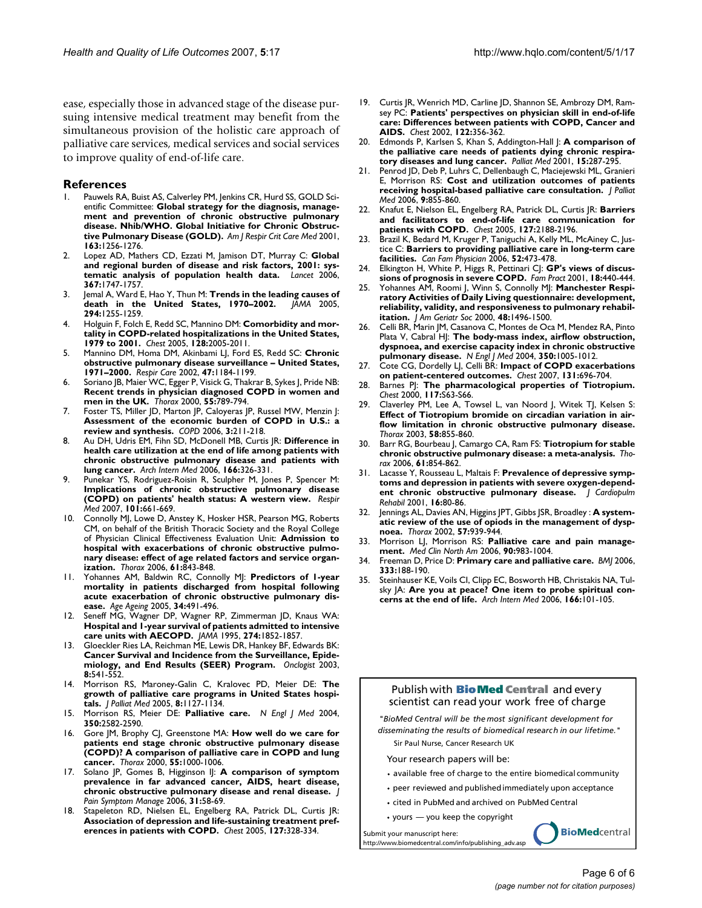ease, especially those in advanced stage of the disease pursuing intensive medical treatment may benefit from the simultaneous provision of the holistic care approach of palliative care services, medical services and social services to improve quality of end-of-life care.

## References

1. Pauwels RA, Buist AS, Calverley PM, Jenkins CR, Hurd SS, GOLD Scientific Committee: **Global strategy for the diagnosis, management and prevention of chronic obstructive pulmonary disease. Nhib/WHO. Global Initiative for Chronic Obstructive Pulmonary Disease (GOLD).** *Am J Respir Crit Care Med* 2001, **163:**1256-1276.
2. Lopez AD, Mathers CD, Ezzati M, Jamison DT, Murray C: **Global and regional burden of disease and risk factors, 2001: systematic analysis of population health data.** *Lancet* 2006, **367:**1747-1757.
3. Jemal A, Ward E, Hao Y, Thun M: **Trends in the leading causes of death in the United States, 1970–2002.** *JAMA* 2005, **294:**1255-1259.
4. Holguin F, Folch E, Redd SC, Mannino DM: **Comorbidity and mortality in COPD-related hospitalizations in the United States, 1979 to 2001.** *Chest* 2005, **128:**2005-2011.
5. Mannino DM, Homa DM, Akinbami LJ, Ford ES, Redd SC: **Chronic obstructive pulmonary disease surveillance – United States, 1971–2000.** *Respir Care* 2002, **47:**1184-1199.
6. Soriano JB, Maier WC, Egger P, Visick G, Thakrar B, Sykes J, Pride NB: **Recent trends in physician diagnosed COPD in women and men in the UK.** *Thorax* 2000, **55:**789-794.
7. Foster TS, Miller JD, Marton JP, Caloyeras JP, Russel MW, Menzin J: **Assessment of the economic burden of COPD in U.S.: a review and synthesis.** *COPD* 2006, **3:**211-218.
8. Au DH, Udris EM, Fihn SD, McDonell MB, Curtis JR: **Difference in health care utilization at the end of life among patients with chronic obstructive pulmonary disease and patients with lung cancer.** *Arch Intern Med* 2006, **166:**326-331.
9. Punekar YS, Rodriguez-Roisin R, Sculpher M, Jones P, Spencer M: **Implications of chronic obstructive pulmonary disease (COPD) on patients' health status: A western view.** *Respir Med* 2007, **101:**661-669.
10. Connolly MJ, Lowe D, Anstey K, Hosker HSR, Pearson MG, Roberts CM, on behalf of the British Thoracic Society and the Royal College of Physician Clinical Effectiveness Evaluation Unit: **Admission to hospital with exacerbations of chronic obstructive pulmonary disease: effect of age related factors and service organization.** *Thorax* 2006, **61:**843-848.
11. Yohannes AM, Baldwin RC, Connolly MJ: **Predictors of 1-year mortality in patients discharged from hospital following acute exacerbation of chronic obstructive pulmonary disease.** *Age Ageing* 2005, **34:**491-496.
12. Seneff MG, Wagner DP, Wagner RP, Zimmerman JD, Knaus WA: **Hospital and 1-year survival of patients admitted to intensive care units with AECOPD.** *JAMA* 1995, **274:**1852-1857.
13. Gloeckler Ries LA, Reichman ME, Lewis DR, Hankey BF, Edwards BK: **Cancer Survival and Incidence from the Surveillance, Epidemiology, and End Results (SEER) Program.** *Oncologist* 2003, **8:**541-552.
14. Morrison RS, Maroney-Galin C, Kralovec PD, Meier DE: **The growth of palliative care programs in United States hospitals.** *J Palliat Med* 2005, **8:**1127-1134.
15. Morrison RS, Meier DE: **Palliative care.** *N Engl J Med* 2004, **350:**2582-2590.
16. Gore JM, Brophy CJ, Greenstone MA: **How well do we care for patients end stage chronic obstructive pulmonary disease (COPD)? A comparison of palliative care in COPD and lung cancer.** *Thorax* 2000, **55:**1000-1006.
17. Solano JP, Gomes B, Higginson IJ: **A comparison of symptom prevalence in far advanced cancer, AIDS, heart disease, chronic obstructive pulmonary disease and renal disease.** *J Pain Symptom Manage* 2006, **31:**58-69.
18. Stapeleton RD, Nielsen EL, Engelberg RA, Patrick DL, Curtis JR: **Association of depression and life-sustaining treatment preferences in patients with COPD.** *Chest* 2005, **127:**328-334.
19. Curtis JR, Wenrich MD, Carline JD, Shannon SE, Ambrozy DM, Ramsey PC: **Patients' perspectives on physician skill in end-of-life care: Differences between patients with COPD, Cancer and AIDS.** *Chest* 2002, **122:**356-362.
20. Edmonds P, Karlsen S, Khan S, Addington-Hall J: **A comparison of the palliative care needs of patients dying chronic respiratory diseases and lung cancer.** *Palliat Med* 2001, **15:**287-295.
21. Penrod JD, Deb P, Luhrs C, Dellenbaugh C, Maciejewski ML, Granieri E, Morrison RS: **Cost and utilization outcomes of patients receiving hospital-based palliative care consultation.** *J Palliat Med* 2006, **9:**855-860.
22. Knafut E, Nielson EL, Engelberg RA, Patrick DL, Curtis JR: **Barriers and facilitators to end-of-life care communication for patients with COPD.** *Chest* 2005, **127:**2188-2196.
23. Brazil K, Bedard M, Kruger P, Taniguchi A, Kelly ML, McAiney C, Justice C: **Barriers to providing palliative care in long-term care facilities.** *Can Fam Physician* 2006, **52:**473-478.
24. Elkington H, White P, Higgs R, Pettinari CJ: **GP's views of discussions of prognosis in severe COPD.** *Fam Pract* 2001, **18:**440-444.
25. Yohannes AM, Roomi J, Winn S, Connolly MJ: **Manchester Respiratory Activities of Daily Living questionnaire: development, reliability, validity, and responsiveness to pulmonary rehabilitation.** *J Am Geriatr Soc* 2000, **48:**1496-1500.
26. Celli BR, Marin JM, Casanova C, Montes de Oca M, Mendez RA, Pinto Plata V, Cabral HJ: **The body-mass index, airflow obstruction, dyspnoea, and exercise capacity index in chronic obstructive pulmonary disease.** *N Engl J Med* 2004, **350:**1005-1012.
27. Cote CG, Dordelly LJ, Celli BR: **Impact of COPD exacerbations on patient-centered outcomes.** *Chest* 2007, **131:**696-704.
28. Barnes PJ: **The pharmacological properties of Tiotropium.** *Chest* 2000, **117:**S63-S66.
29. Claverley PM, Lee A, Towsel L, van Noord J, Witek TJ, Kelsen S: **Effect of Tiotropium bromide on circadian variation in airflow limitation in chronic obstructive pulmonary disease.** *Thorax* 2003, **58:**855-860.
30. Barr RG, Bourbeau J, Camargo CA, Ram FS: **Tiotropium for stable chronic obstructive pulmonary disease: a meta-analysis.** *Thorax* 2006, **61:**854-862.
31. Lacasse Y, Rousseau L, Maltais F: **Prevalence of depressive symptoms and depression in patients with severe oxygen-dependent chronic obstructive pulmonary disease.** *J Cardiopulm Rehabil* 2001, **16:**80-86.
32. Jennings AL, Davies AN, Higgins JPT, Gibbs JSR, Broadley : **A systematic review of the use of opiods in the management of dyspnoea.** *Thorax* 2002, **57:**939-944.
33. Morrison LJ, Morrison RS: **Palliative care and pain management.** *Med Clin North Am* 2006, **90:**983-1004.
34. Freeman D, Price D: **Primary care and palliative care.** *BMJ* 2006, **333:**188-190.
35. Steinhauser KE, Voils CI, Clipp EC, Bosworth HB, Christakis NA, Tulsky JA: **Are you at peace? One item to probe spiritual concerns at the end of life.** *Arch Intern Med* 2006, **166:**101-105.

Publish with **BioMed Central** and every scientist can read your work free of charge

*"BioMed Central will be the most significant development for disseminating the results of biomedical research in our lifetime."*

Sir Paul Nurse, Cancer Research UK

Your research papers will be:

- available free of charge to the entire biomedical community
- peer reviewed and published immediately upon acceptance
- cited in PubMed and archived on PubMed Central
- yours — you keep the copyright

Submit your manuscript here:
http://www.biomedcentral.com/info/publishing_adv.asp

BioMedcentral